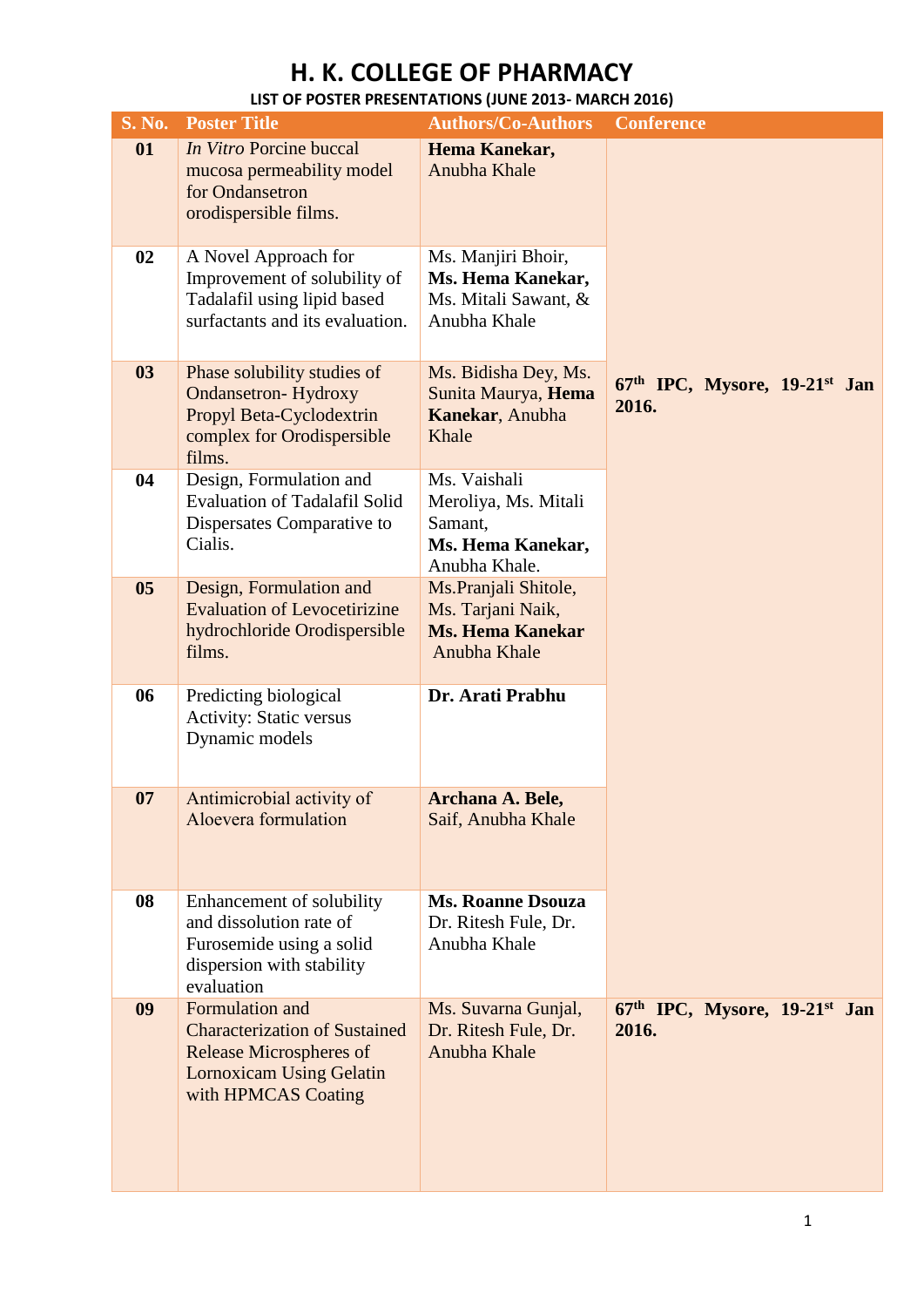# H. K. COLLEGE OF PHARMACY

## LIST OF POSTER PRESENTATIONS (JUNE 2013- MARCH 2016)

| S. No. | Poster Title | Authors/Co-Authors | Conference |
|---|---|---|---|
| **01** | *In Vitro* Porcine buccal mucosa permeability model for Ondansetron orodispersible films. | **Hema Kanekar,** Anubha Khale | **67th IPC, Mysore, 19-21st Jan 2016.** |
| **02** | A Novel Approach for Improvement of solubility of Tadalafil using lipid based surfactants and its evaluation. | Ms. Manjiri Bhoir, **Ms. Hema Kanekar,** Ms. Mitali Sawant, & Anubha Khale | |
| **03** | Phase solubility studies of Ondansetron- Hydroxy Propyl Beta-Cyclodextrin complex for Orodispersible films. | Ms. Bidisha Dey, Ms. Sunita Maurya, **Hema Kanekar**, Anubha Khale | |
| **04** | Design, Formulation and Evaluation of Tadalafil Solid Dispersates Comparative to Cialis. | Ms. Vaishali Meroliya, Ms. Mitali Samant, **Ms. Hema Kanekar,** Anubha Khale. | |
| **05** | Design, Formulation and Evaluation of Levocetirizine hydrochloride Orodispersible films. | Ms.Pranjali Shitole, Ms. Tarjani Naik, **Ms. Hema Kanekar** Anubha Khale | |
| **06** | Predicting biological Activity: Static versus Dynamic models | **Dr. Arati Prabhu** | |
| **07** | Antimicrobial activity of Aloevera formulation | **Archana A. Bele,** Saif, Anubha Khale | |
| **08** | Enhancement of solubility and dissolution rate of Furosemide using a solid dispersion with stability evaluation | **Ms. Roanne Dsouza** Dr. Ritesh Fule, Dr. Anubha Khale | |
| **09** | Formulation and Characterization of Sustained Release Microspheres of Lornoxicam Using Gelatin with HPMCAS Coating | Ms. Suvarna Gunjal, Dr. Ritesh Fule, Dr. Anubha Khale | **67th IPC, Mysore, 19-21st Jan 2016.** |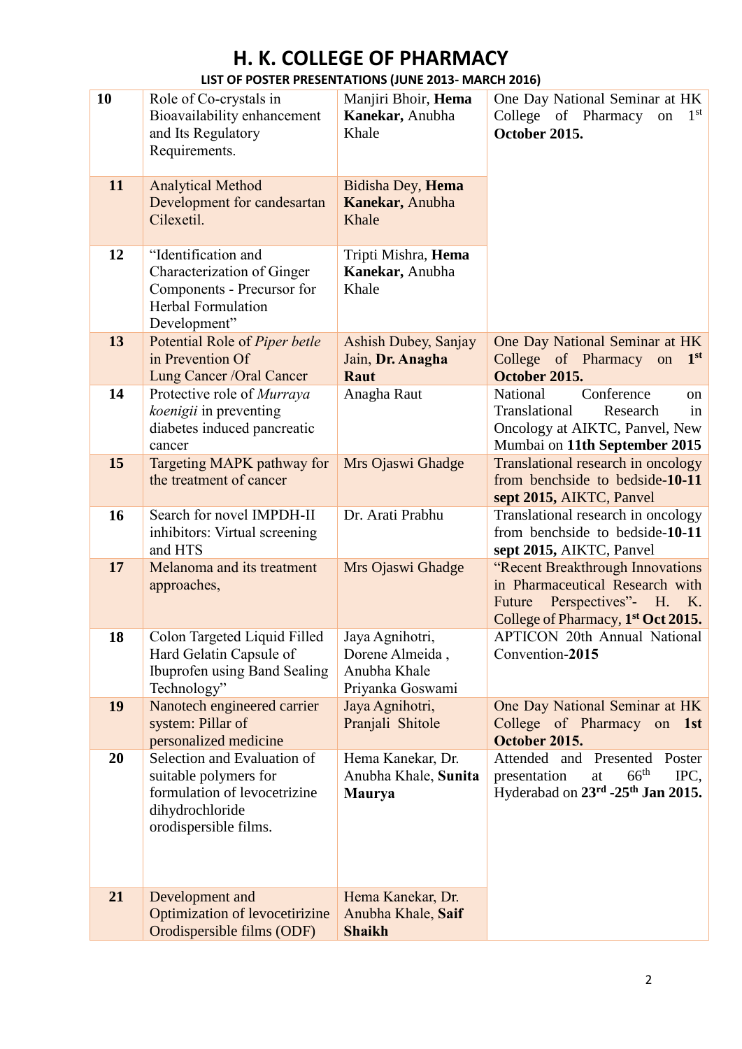# H. K. COLLEGE OF PHARMACY

## LIST OF POSTER PRESENTATIONS (JUNE 2013- MARCH 2016)

| | | | |
|---|---|---|---|
| **10** | Role of Co-crystals in Bioavailability enhancement and Its Regulatory Requirements. | Manjiri Bhoir, **Hema Kanekar,** Anubha Khale | One Day National Seminar at HK College of Pharmacy on 1st **October 2015.** |
| **11** | Analytical Method Development for candesartan Cilexetil. | Bidisha Dey, **Hema Kanekar,** Anubha Khale | |
| **12** | "Identification and Characterization of Ginger Components - Precursor for Herbal Formulation Development" | Tripti Mishra, **Hema Kanekar,** Anubha Khale | |
| **13** | Potential Role of *Piper betle* in Prevention Of Lung Cancer /Oral Cancer | Ashish Dubey, Sanjay Jain, **Dr. Anagha Raut** | One Day National Seminar at HK College of Pharmacy on **1st October 2015.** |
| **14** | Protective role of *Murraya koenigii* in preventing diabetes induced pancreatic cancer | Anagha Raut | National Conference on Translational Research in Oncology at AIKTC, Panvel, New Mumbai on **11th September 2015** |
| **15** | Targeting MAPK pathway for the treatment of cancer | Mrs Ojaswi Ghadge | Translational research in oncology from benchside to bedside-**10-11 sept 2015,** AIKTC, Panvel |
| **16** | Search for novel IMPDH-II inhibitors: Virtual screening and HTS | Dr. Arati Prabhu | Translational research in oncology from benchside to bedside-**10-11 sept 2015,** AIKTC, Panvel |
| **17** | Melanoma and its treatment approaches, | Mrs Ojaswi Ghadge | "Recent Breakthrough Innovations in Pharmaceutical Research with Future Perspectives"- H. K. College of Pharmacy, **1st Oct 2015.** |
| **18** | Colon Targeted Liquid Filled Hard Gelatin Capsule of Ibuprofen using Band Sealing Technology" | Jaya Agnihotri, Dorene Almeida , Anubha Khale Priyanka Goswami | APTICON 20th Annual National Convention-**2015** |
| **19** | Nanotech engineered carrier system: Pillar of personalized medicine | Jaya Agnihotri, Pranjali Shitole | One Day National Seminar at HK College of Pharmacy on **1st October 2015.** |
| **20** | Selection and Evaluation of suitable polymers for formulation of levocetrizine dihydrochloride orodispersible films. | Hema Kanekar, Dr. Anubha Khale, **Sunita Maurya** | Attended and Presented Poster presentation at 66th IPC, Hyderabad on **23rd -25th Jan 2015.** |
| **21** | Development and Optimization of levocetirizine Orodispersible films (ODF) | Hema Kanekar, Dr. Anubha Khale, **Saif Shaikh** | |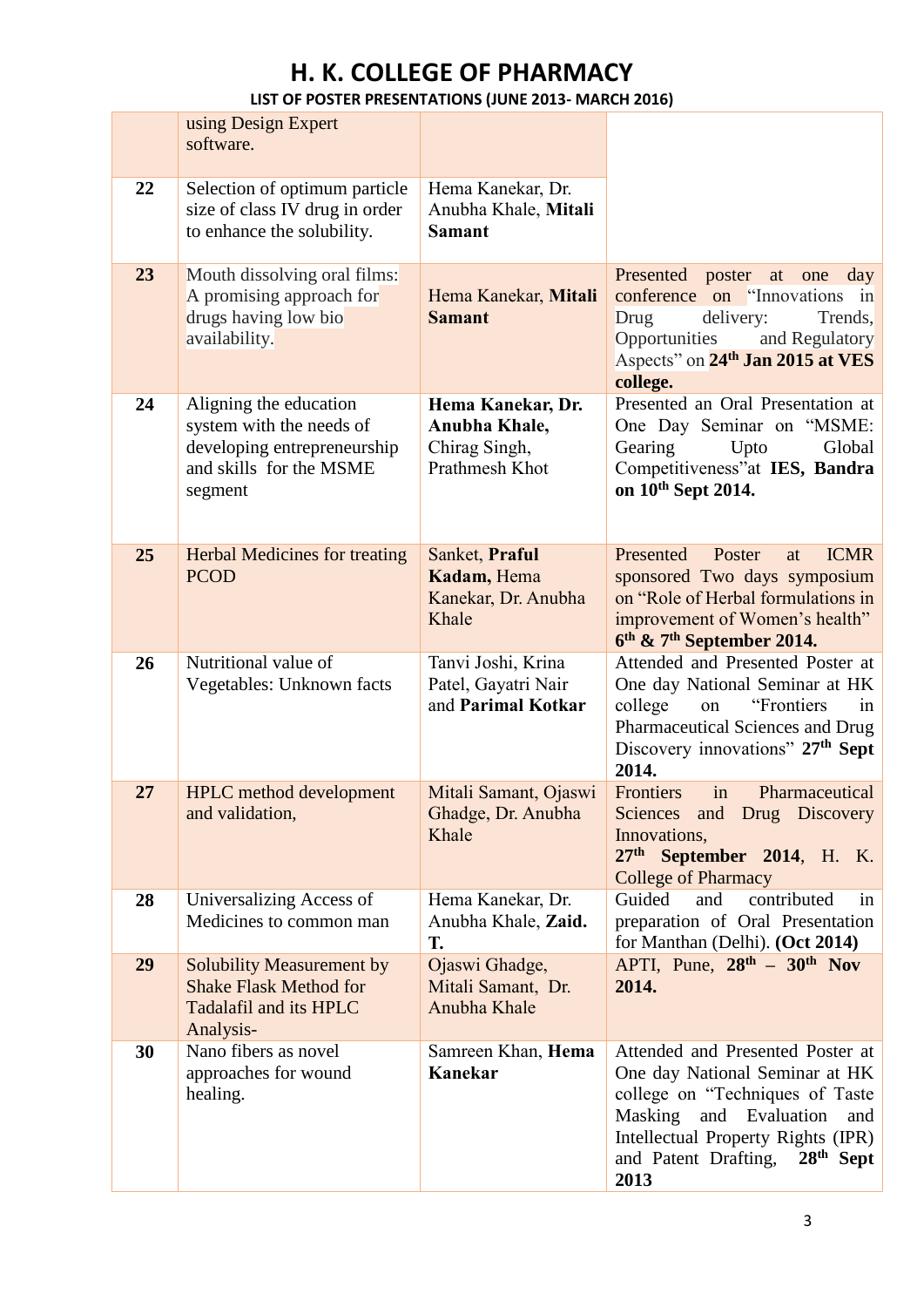# H. K. COLLEGE OF PHARMACY

**LIST OF POSTER PRESENTATIONS (JUNE 2013- MARCH 2016)**

| | | | |
|---|---|---|---|
| | using Design Expert software. | | |
| **22** | Selection of optimum particle size of class IV drug in order to enhance the solubility. | Hema Kanekar, Dr. Anubha Khale, **Mitali Samant** | |
| **23** | Mouth dissolving oral films: A promising approach for drugs having low bio availability. | Hema Kanekar, **Mitali Samant** | Presented poster at one day conference on "Innovations in Drug delivery: Trends, Opportunities and Regulatory Aspects" on **24th Jan 2015 at VES college.** |
| **24** | Aligning the education system with the needs of developing entrepreneurship and skills for the MSME segment | **Hema Kanekar, Dr. Anubha Khale,** Chirag Singh, Prathmesh Khot | Presented an Oral Presentation at One Day Seminar on "MSME: Gearing Upto Global Competitiveness"at **IES, Bandra on 10th Sept 2014.** |
| **25** | Herbal Medicines for treating PCOD | Sanket, **Praful Kadam,** Hema Kanekar, Dr. Anubha Khale | Presented Poster at ICMR sponsored Two days symposium on "Role of Herbal formulations in improvement of Women's health" **6th & 7th September 2014.** |
| **26** | Nutritional value of Vegetables: Unknown facts | Tanvi Joshi, Krina Patel, Gayatri Nair and **Parimal Kotkar** | Attended and Presented Poster at One day National Seminar at HK college on "Frontiers in Pharmaceutical Sciences and Drug Discovery innovations" **27th Sept 2014.** |
| **27** | HPLC method development and validation, | Mitali Samant, Ojaswi Ghadge, Dr. Anubha Khale | Frontiers in Pharmaceutical Sciences and Drug Discovery Innovations, **27th September 2014**, H. K. College of Pharmacy |
| **28** | Universalizing Access of Medicines to common man | Hema Kanekar, Dr. Anubha Khale, **Zaid. T.** | Guided and contributed in preparation of Oral Presentation for Manthan (Delhi). **(Oct 2014)** |
| **29** | Solubility Measurement by Shake Flask Method for Tadalafil and its HPLC Analysis- | Ojaswi Ghadge, Mitali Samant, Dr. Anubha Khale | APTI, Pune, **28th – 30th Nov 2014.** |
| **30** | Nano fibers as novel approaches for wound healing. | Samreen Khan, **Hema Kanekar** | Attended and Presented Poster at One day National Seminar at HK college on "Techniques of Taste Masking and Evaluation and Intellectual Property Rights (IPR) and Patent Drafting, **28th Sept 2013** |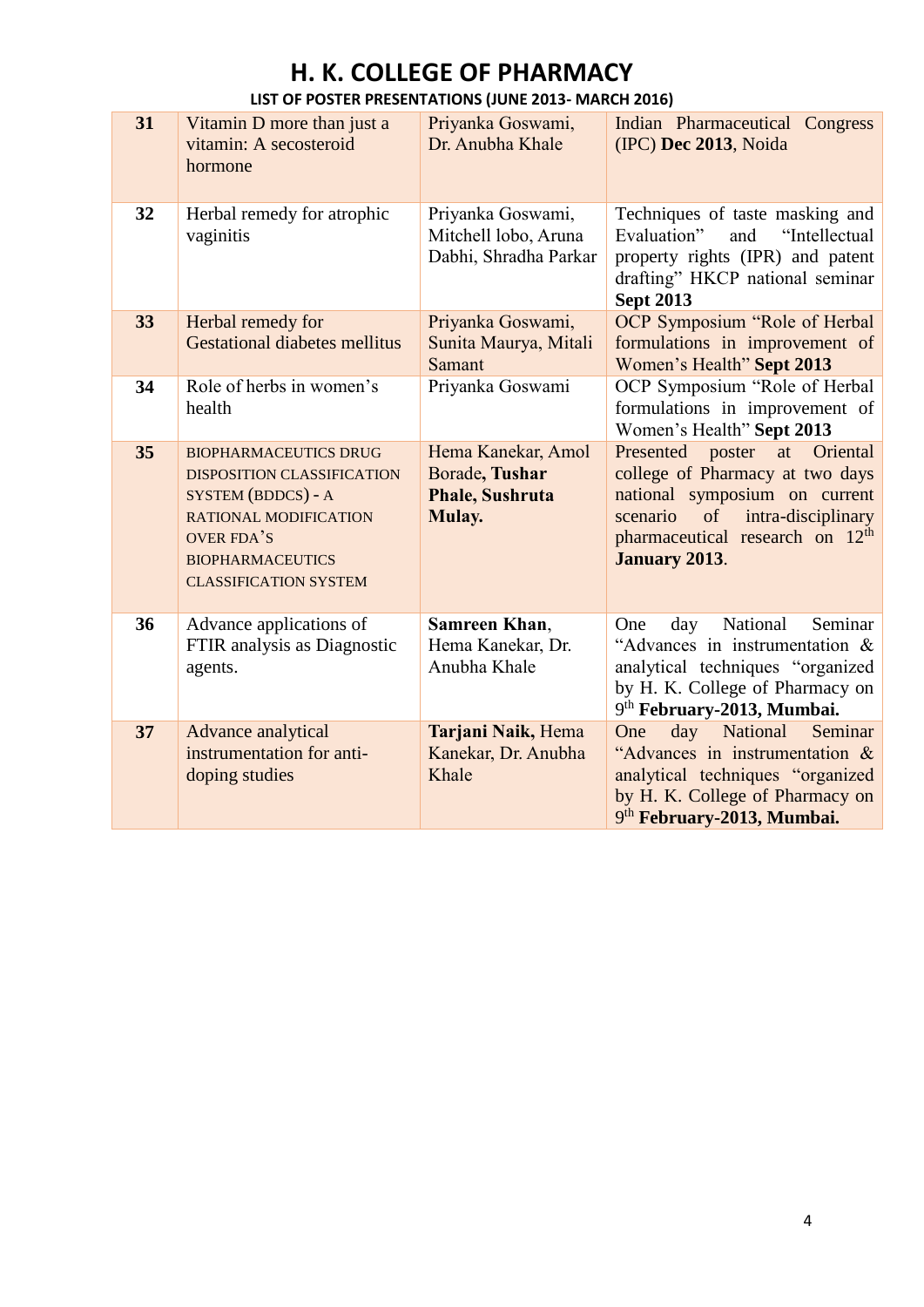# H. K. COLLEGE OF PHARMACY

**LIST OF POSTER PRESENTATIONS (JUNE 2013- MARCH 2016)**

| | | | |
|---|---|---|---|
| **31** | Vitamin D more than just a vitamin: A secosteroid hormone | Priyanka Goswami, Dr. Anubha Khale | Indian Pharmaceutical Congress (IPC) **Dec 2013**, Noida |
| **32** | Herbal remedy for atrophic vaginitis | Priyanka Goswami, Mitchell lobo, Aruna Dabhi, Shradha Parkar | Techniques of taste masking and Evaluation" and "Intellectual property rights (IPR) and patent drafting" HKCP national seminar **Sept 2013** |
| **33** | Herbal remedy for Gestational diabetes mellitus | Priyanka Goswami, Sunita Maurya, Mitali Samant | OCP Symposium "Role of Herbal formulations in improvement of Women's Health" **Sept 2013** |
| **34** | Role of herbs in women's health | Priyanka Goswami | OCP Symposium "Role of Herbal formulations in improvement of Women's Health" **Sept 2013** |
| **35** | BIOPHARMACEUTICS DRUG DISPOSITION CLASSIFICATION SYSTEM (BDDCS) - A RATIONAL MODIFICATION OVER FDA'S BIOPHARMACEUTICS CLASSIFICATION SYSTEM | Hema Kanekar, Amol Borade, **Tushar Phale, Sushruta Mulay.** | Presented poster at Oriental college of Pharmacy at two days national symposium on current scenario of intra-disciplinary pharmaceutical research on 12th **January 2013**. |
| **36** | Advance applications of FTIR analysis as Diagnostic agents. | **Samreen Khan**, Hema Kanekar, Dr. Anubha Khale | One day National Seminar "Advances in instrumentation & analytical techniques "organized by H. K. College of Pharmacy on 9th **February-2013, Mumbai.** |
| **37** | Advance analytical instrumentation for anti-doping studies | **Tarjani Naik,** Hema Kanekar, Dr. Anubha Khale | One day National Seminar "Advances in instrumentation & analytical techniques "organized by H. K. College of Pharmacy on 9th **February-2013, Mumbai.** |